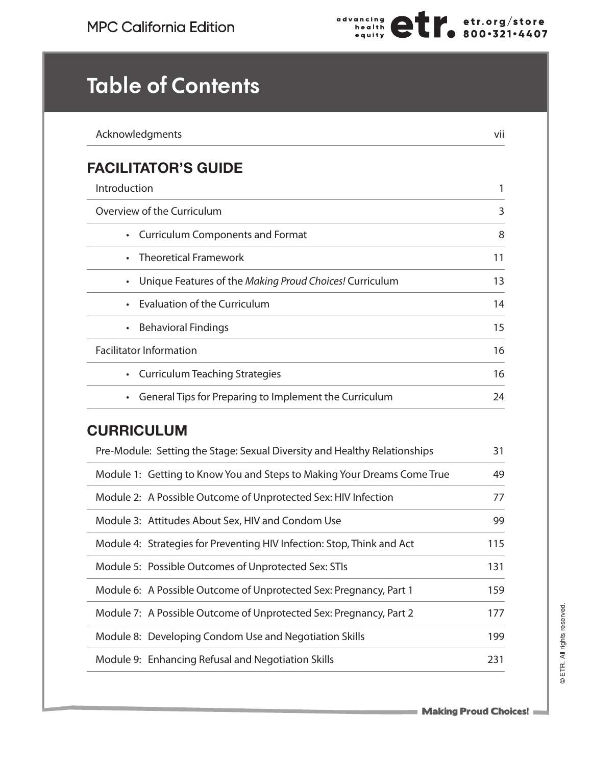# Table of Contents

| | |
|---|---|
| Acknowledgments | vii |

## FACILITATOR'S GUIDE

| | |
|---|---|
| Introduction | 1 |
| Overview of the Curriculum | 3 |
| • Curriculum Components and Format | 8 |
| • Theoretical Framework | 11 |
| • Unique Features of the *Making Proud Choices!* Curriculum | 13 |
| • Evaluation of the Curriculum | 14 |
| • Behavioral Findings | 15 |
| Facilitator Information | 16 |
| • Curriculum Teaching Strategies | 16 |
| • General Tips for Preparing to Implement the Curriculum | 24 |

## CURRICULUM

| | |
|---|---|
| Pre-Module: Setting the Stage: Sexual Diversity and Healthy Relationships | 31 |
| Module 1: Getting to Know You and Steps to Making Your Dreams Come True | 49 |
| Module 2: A Possible Outcome of Unprotected Sex: HIV Infection | 77 |
| Module 3: Attitudes About Sex, HIV and Condom Use | 99 |
| Module 4: Strategies for Preventing HIV Infection: Stop, Think and Act | 115 |
| Module 5: Possible Outcomes of Unprotected Sex: STIs | 131 |
| Module 6: A Possible Outcome of Unprotected Sex: Pregnancy, Part 1 | 159 |
| Module 7: A Possible Outcome of Unprotected Sex: Pregnancy, Part 2 | 177 |
| Module 8: Developing Condom Use and Negotiation Skills | 199 |
| Module 9: Enhancing Refusal and Negotiation Skills | 231 |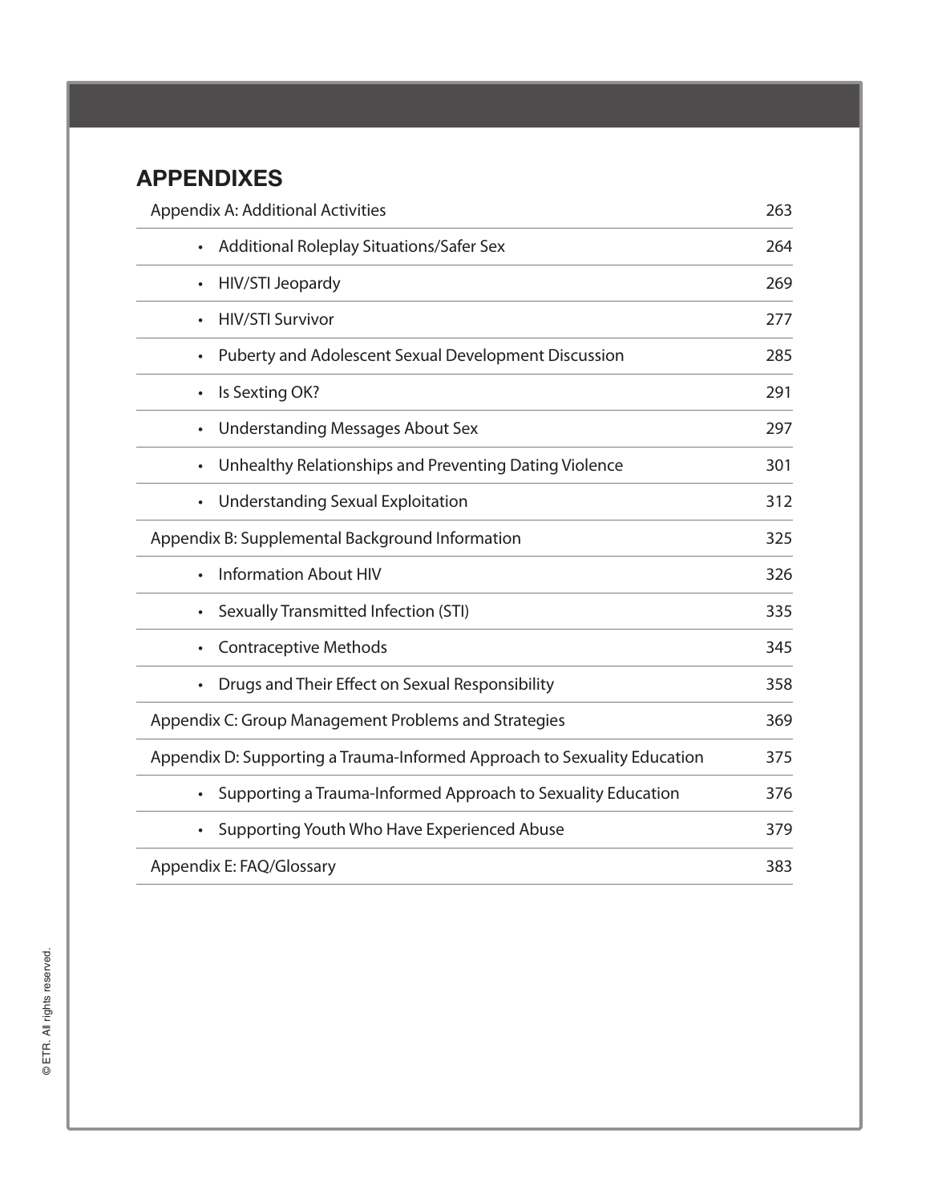## APPENDIXES

| | |
|---|---|
| Appendix A: Additional Activities | 263 |
| • Additional Roleplay Situations/Safer Sex | 264 |
| • HIV/STI Jeopardy | 269 |
| • HIV/STI Survivor | 277 |
| • Puberty and Adolescent Sexual Development Discussion | 285 |
| • Is Sexting OK? | 291 |
| • Understanding Messages About Sex | 297 |
| • Unhealthy Relationships and Preventing Dating Violence | 301 |
| • Understanding Sexual Exploitation | 312 |
| Appendix B: Supplemental Background Information | 325 |
| • Information About HIV | 326 |
| • Sexually Transmitted Infection (STI) | 335 |
| • Contraceptive Methods | 345 |
| • Drugs and Their Effect on Sexual Responsibility | 358 |
| Appendix C: Group Management Problems and Strategies | 369 |
| Appendix D: Supporting a Trauma-Informed Approach to Sexuality Education | 375 |
| • Supporting a Trauma-Informed Approach to Sexuality Education | 376 |
| • Supporting Youth Who Have Experienced Abuse | 379 |
| Appendix E: FAQ/Glossary | 383 |

© ETR. All rights reserved.